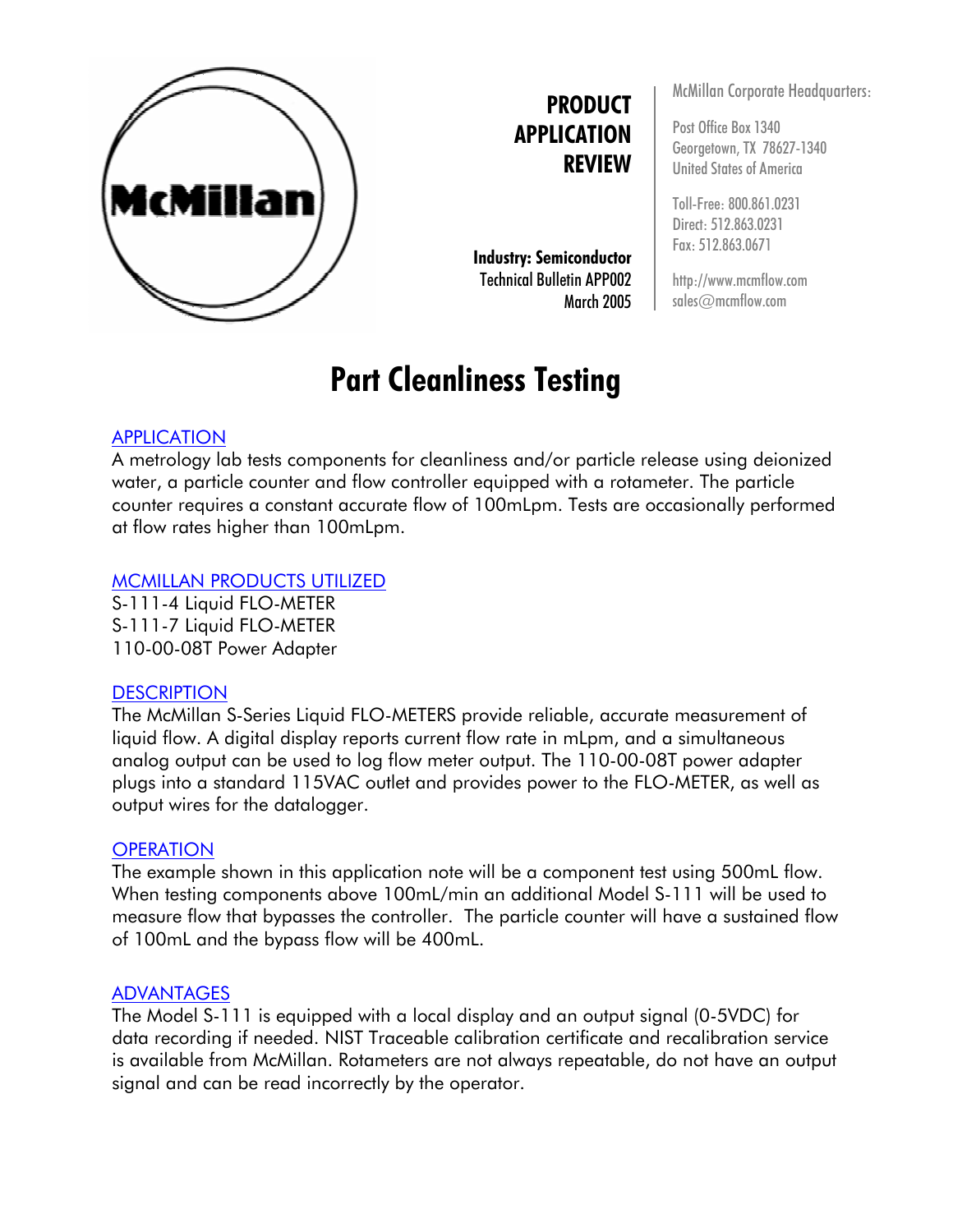McMillan

# PRODUCT APPLICATION REVIEW

**Industry: Semiconductor**
Technical Bulletin APP002
March 2005

McMillan Corporate Headquarters:

Post Office Box 1340
Georgetown, TX 78627-1340
United States of America

Toll-Free: 800.861.0231
Direct: 512.863.0231
Fax: 512.863.0671

http://www.mcmflow.com
sales@mcmflow.com

# Part Cleanliness Testing

## APPLICATION

A metrology lab tests components for cleanliness and/or particle release using deionized water, a particle counter and flow controller equipped with a rotameter. The particle counter requires a constant accurate flow of 100mLpm. Tests are occasionally performed at flow rates higher than 100mLpm.

## MCMILLAN PRODUCTS UTILIZED

S-111-4 Liquid FLO-METER
S-111-7 Liquid FLO-METER
110-00-08T Power Adapter

## DESCRIPTION

The McMillan S-Series Liquid FLO-METERS provide reliable, accurate measurement of liquid flow. A digital display reports current flow rate in mLpm, and a simultaneous analog output can be used to log flow meter output. The 110-00-08T power adapter plugs into a standard 115VAC outlet and provides power to the FLO-METER, as well as output wires for the datalogger.

## OPERATION

The example shown in this application note will be a component test using 500mL flow. When testing components above 100mL/min an additional Model S-111 will be used to measure flow that bypasses the controller. The particle counter will have a sustained flow of 100mL and the bypass flow will be 400mL.

## ADVANTAGES

The Model S-111 is equipped with a local display and an output signal (0-5VDC) for data recording if needed. NIST Traceable calibration certificate and recalibration service is available from McMillan. Rotameters are not always repeatable, do not have an output signal and can be read incorrectly by the operator.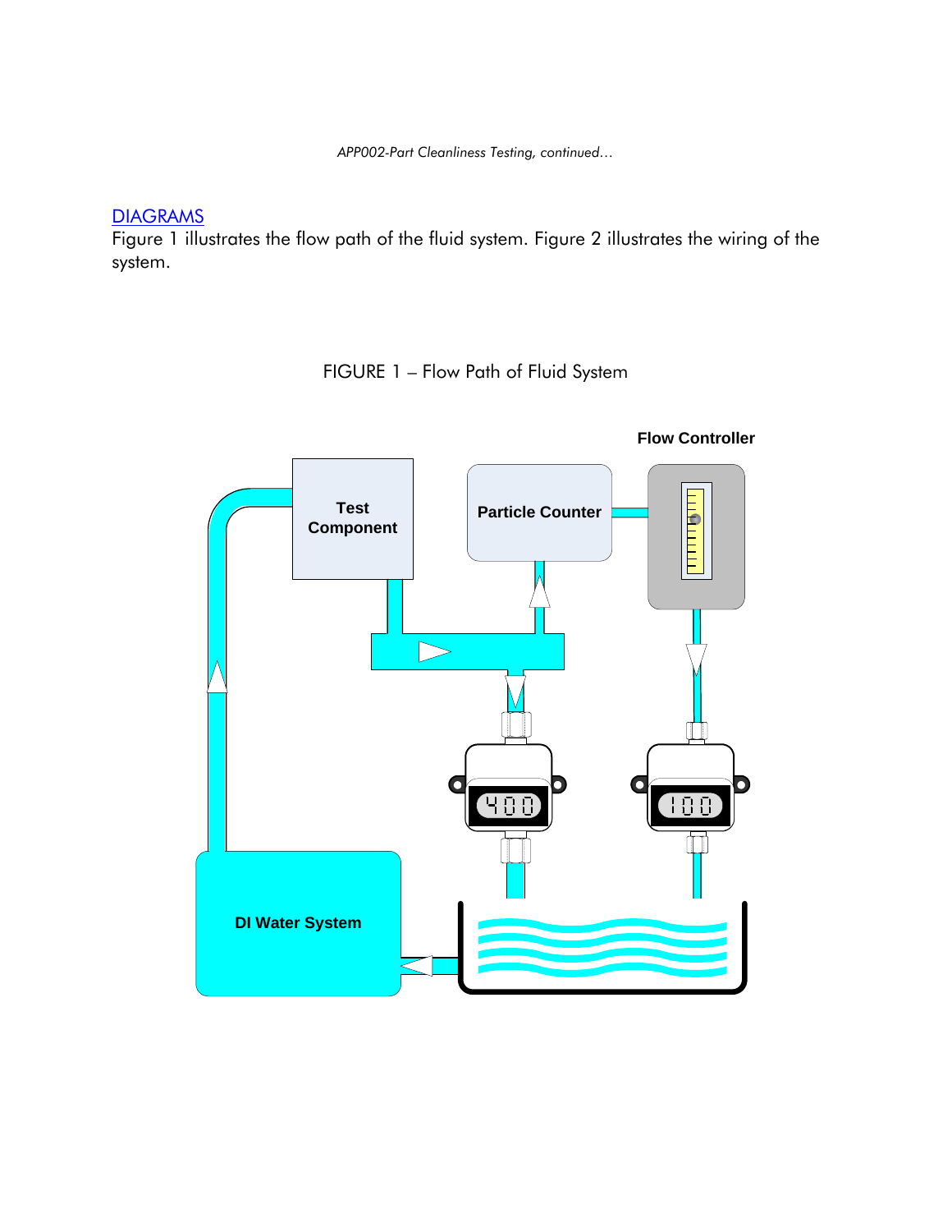## DIAGRAMS

Figure 1 illustrates the flow path of the fluid system. Figure 2 illustrates the wiring of the system.

FIGURE 1 – Flow Path of Fluid System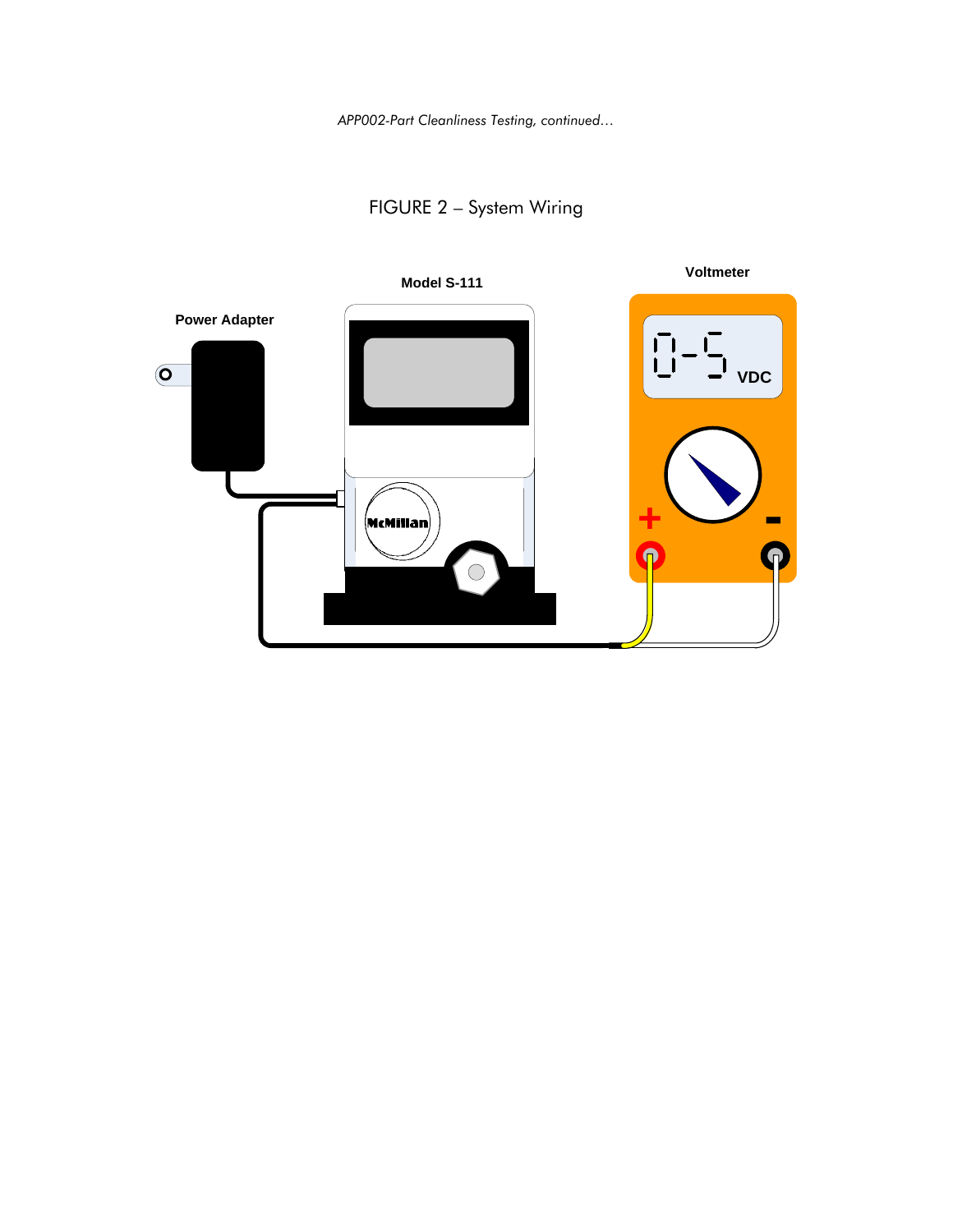FIGURE 2 – System Wiring

Model S-111

Voltmeter

Power Adapter

0-5 VDC

McMillan

+

-